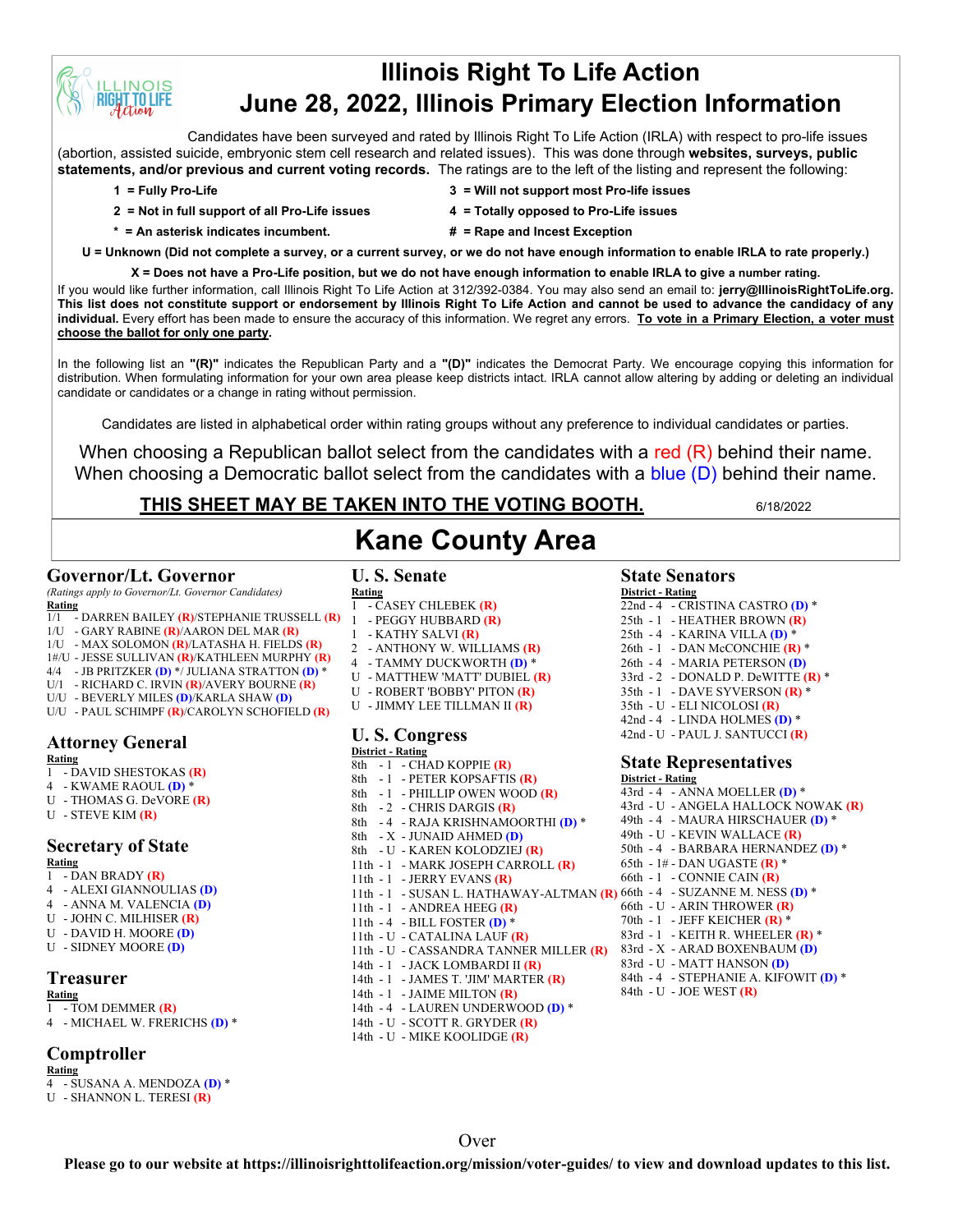# Illinois Right To Life Action
# June 28, 2022, Illinois Primary Election Information

Candidates have been surveyed and rated by Illinois Right To Life Action (IRLA) with respect to pro-life issues (abortion, assisted suicide, embryonic stem cell research and related issues). This was done through **websites, surveys, public statements, and/or previous and current voting records.** The ratings are to the left of the listing and represent the following:

- **1 = Fully Pro-Life**
- **2 = Not in full support of all Pro-Life issues**
- **3 = Will not support most Pro-life issues**
- **4 = Totally opposed to Pro-Life issues**
- *** = An asterisk indicates incumbent.**
- **# = Rape and Incest Exception**

**U = Unknown (Did not complete a survey, or a current survey, or we do not have enough information to enable IRLA to rate properly.)**

**X = Does not have a Pro-Life position, but we do not have enough information to enable IRLA to give a number rating.**

If you would like further information, call Illinois Right To Life Action at 312/392-0384. You may also send an email to: **jerry@IllinoisRightToLife.org. This list does not constitute support or endorsement by Illinois Right To Life Action and cannot be used to advance the candidacy of any individual.** Every effort has been made to ensure the accuracy of this information. We regret any errors. **To vote in a Primary Election, a voter must choose the ballot for only one party.**

In the following list an **"(R)"** indicates the Republican Party and a **"(D)"** indicates the Democrat Party. We encourage copying this information for distribution. When formulating information for your own area please keep districts intact. IRLA cannot allow altering by adding or deleting an individual candidate or candidates or a change in rating without permission.

Candidates are listed in alphabetical order within rating groups without any preference to individual candidates or parties.

When choosing a Republican ballot select from the candidates with a red (R) behind their name.
When choosing a Democratic ballot select from the candidates with a blue (D) behind their name.

**THIS SHEET MAY BE TAKEN INTO THE VOTING BOOTH.** 6/18/2022

## Kane County Area

### Governor/Lt. Governor

*(Ratings apply to Governor/Lt. Governor Candidates)*

**Rating**
- 1/1 - DARREN BAILEY (R)/STEPHANIE TRUSSELL (R)
- 1/U - GARY RABINE (R)/AARON DEL MAR (R)
- 1/U - MAX SOLOMON (R)/LATASHA H. FIELDS (R)
- 1#/U - JESSE SULLIVAN (R)/KATHLEEN MURPHY (R)
- 4/4 - JB PRITZKER (D) */ JULIANA STRATTON (D) *
- U/1 - RICHARD C. IRVIN (R)/AVERY BOURNE (R)
- U/U - BEVERLY MILES (D)/KARLA SHAW (D)
- U/U - PAUL SCHIMPF (R)/CAROLYN SCHOFIELD (R)

### Attorney General

**Rating**
- 1 - DAVID SHESTOKAS (R)
- 4 - KWAME RAOUL (D) *
- U - THOMAS G. DeVORE (R)
- U - STEVE KIM (R)

### Secretary of State

**Rating**
- 1 - DAN BRADY (R)
- 4 - ALEXI GIANNOULIAS (D)
- 4 - ANNA M. VALENCIA (D)
- U - JOHN C. MILHISER (R)
- U - DAVID H. MOORE (D)
- U - SIDNEY MOORE (D)

### Treasurer

**Rating**
- 1 - TOM DEMMER (R)
- 4 - MICHAEL W. FRERICHS (D) *

### Comptroller

**Rating**
- 4 - SUSANA A. MENDOZA (D) *
- U - SHANNON L. TERESI (R)

### U. S. Senate

**Rating**
- 1 - CASEY CHLEBEK (R)
- 1 - PEGGY HUBBARD (R)
- 1 - KATHY SALVI (R)
- 2 - ANTHONY W. WILLIAMS (R)
- 4 - TAMMY DUCKWORTH (D) *
- U - MATTHEW 'MATT' DUBIEL (R)
- U - ROBERT 'BOBBY' PITON (R)
- U - JIMMY LEE TILLMAN II (R)

### U. S. Congress

**District - Rating**
- 8th - 1 - CHAD KOPPIE (R)
- 8th - 1 - PETER KOPSAFTIS (R)
- 8th - 1 - PHILLIP OWEN WOOD (R)
- 8th - 2 - CHRIS DARGIS (R)
- 8th - 4 - RAJA KRISHNAMOORTHI (D) *
- 8th - X - JUNAID AHMED (D)
- 8th - U - KAREN KOLODZIEJ (R)
- 11th - 1 - MARK JOSEPH CARROLL (R)
- 11th - 1 - JERRY EVANS (R)
- 11th - 1 - SUSAN L. HATHAWAY-ALTMAN (R)
- 11th - 1 - ANDREA HEEG (R)
- 11th - 4 - BILL FOSTER (D) *
- 11th - U - CATALINA LAUF (R)
- 11th - U - CASSANDRA TANNER MILLER (R)
- 14th - 1 - JACK LOMBARDI II (R)
- 14th - 1 - JAMES T. 'JIM' MARTER (R)
- 14th - 1 - JAIME MILTON (R)
- 14th - 4 - LAUREN UNDERWOOD (D) *
- 14th - U - SCOTT R. GRYDER (R)
- 14th - U - MIKE KOOLIDGE (R)

### State Senators

**District - Rating**
- 22nd - 4 - CRISTINA CASTRO (D) *
- 25th - 1 - HEATHER BROWN (R)
- 25th - 4 - KARINA VILLA (D) *
- 26th - 1 - DAN McCONCHIE (R) *
- 26th - 4 - MARIA PETERSON (D)
- 33rd - 2 - DONALD P. DeWITTE (R) *
- 35th - 1 - DAVE SYVERSON (R) *
- 35th - U - ELI NICOLOSI (R)
- 42nd - 4 - LINDA HOLMES (D) *
- 42nd - U - PAUL J. SANTUCCI (R)

### State Representatives

**District - Rating**
- 43rd - 4 - ANNA MOELLER (D) *
- 43rd - U - ANGELA HALLOCK NOWAK (R)
- 49th - 4 - MAURA HIRSCHAUER (D) *
- 49th - U - KEVIN WALLACE (R)
- 50th - 4 - BARBARA HERNANDEZ (D) *
- 65th - 1# - DAN UGASTE (R) *
- 66th - 1 - CONNIE CAIN (R)
- 66th - 4 - SUZANNE M. NESS (D) *
- 66th - U - ARIN THROWER (R)
- 70th - 1 - JEFF KEICHER (R) *
- 83rd - 1 - KEITH R. WHEELER (R) *
- 83rd - X - ARAD BOXENBAUM (D)
- 83rd - U - MATT HANSON (D)
- 84th - 4 - STEPHANIE A. KIFOWIT (D) *
- 84th - U - JOE WEST (R)

Over

**Please go to our website at https://illinoisrighttolifeaction.org/mission/voter-guides/ to view and download updates to this list.**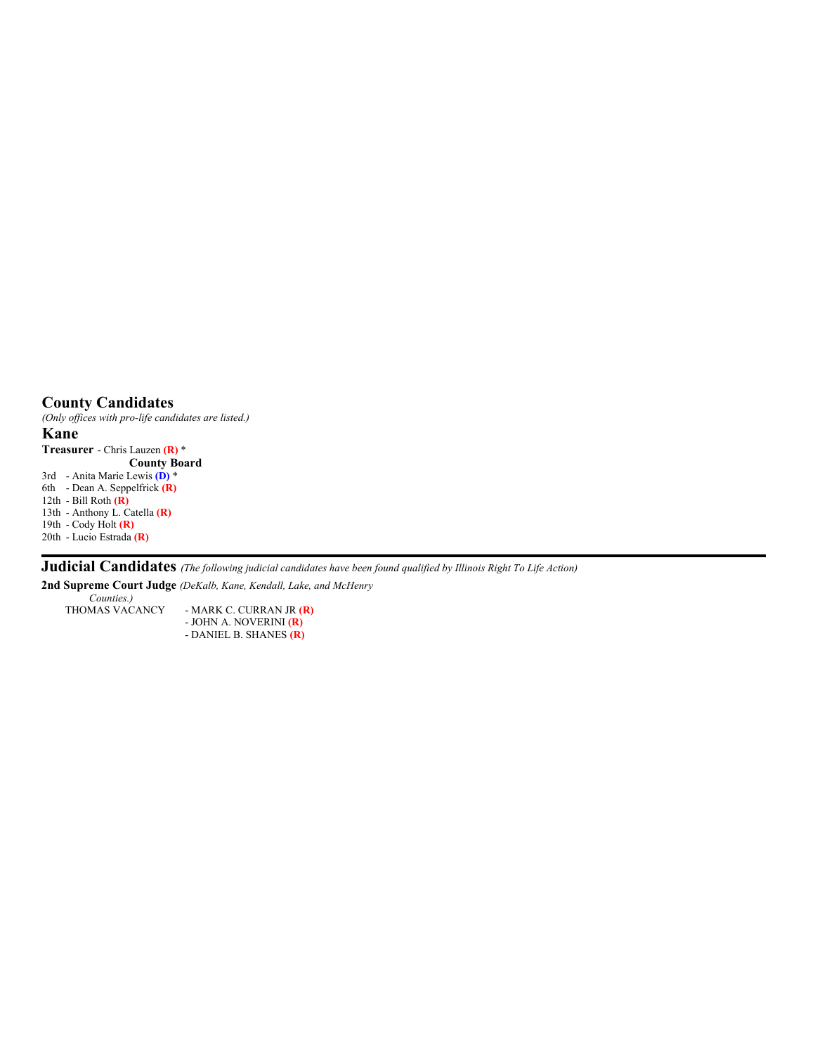## County Candidates

*(Only offices with pro-life candidates are listed.)*

### Kane

**Treasurer** - Chris Lauzen **(R)** *

**County Board**

3rd - Anita Marie Lewis **(D)** *
6th - Dean A. Seppelfrick **(R)**
12th - Bill Roth **(R)**
13th - Anthony L. Catella **(R)**
19th - Cody Holt **(R)**
20th - Lucio Estrada **(R)**

---

## Judicial Candidates *(The following judicial candidates have been found qualified by Illinois Right To Life Action)*

**2nd Supreme Court Judge** *(DeKalb, Kane, Kendall, Lake, and McHenry Counties.)*

THOMAS VACANCY
- MARK C. CURRAN JR **(R)**
- JOHN A. NOVERINI **(R)**
- DANIEL B. SHANES **(R)**